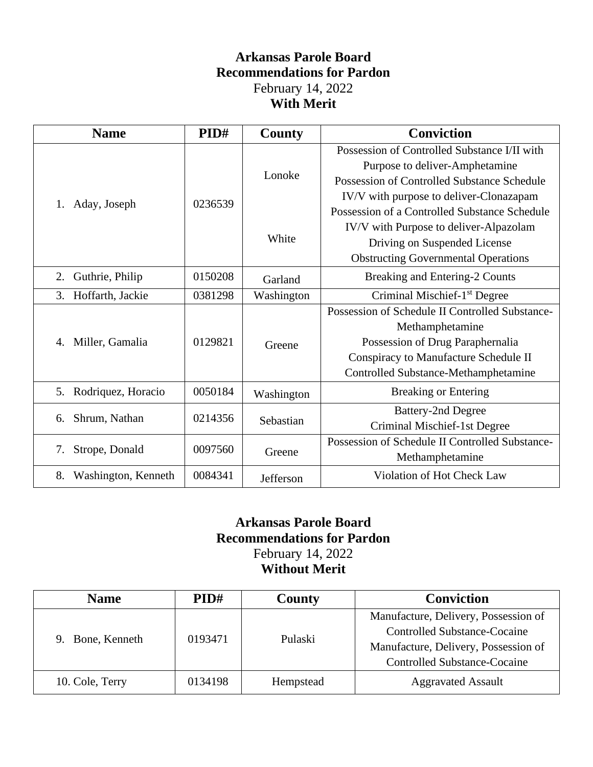# Arkansas Parole Board

## Recommendations for Pardon

February 14, 2022

**With Merit**

| Name | PID# | County | Conviction |
|---|---|---|---|
| 1. Aday, Joseph | 0236539 | Lonoke<br><br>White | Possession of Controlled Substance I/II with Purpose to deliver-Amphetamine<br>Possession of Controlled Substance Schedule IV/V with purpose to deliver-Clonazapam<br>Possession of a Controlled Substance Schedule IV/V with Purpose to deliver-Alpazolam<br>Driving on Suspended License<br>Obstructing Governmental Operations |
| 2. Guthrie, Philip | 0150208 | Garland | Breaking and Entering-2 Counts |
| 3. Hoffarth, Jackie | 0381298 | Washington | Criminal Mischief-1st Degree |
| 4. Miller, Gamalia | 0129821 | Greene | Possession of Schedule II Controlled Substance-Methamphetamine<br>Possession of Drug Paraphernalia<br>Conspiracy to Manufacture Schedule II Controlled Substance-Methamphetamine |
| 5. Rodriquez, Horacio | 0050184 | Washington | Breaking or Entering |
| 6. Shrum, Nathan | 0214356 | Sebastian | Battery-2nd Degree<br>Criminal Mischief-1st Degree |
| 7. Strope, Donald | 0097560 | Greene | Possession of Schedule II Controlled Substance-Methamphetamine |
| 8. Washington, Kenneth | 0084341 | Jefferson | Violation of Hot Check Law |

# Arkansas Parole Board

## Recommendations for Pardon

February 14, 2022

**Without Merit**

| Name | PID# | County | Conviction |
|---|---|---|---|
| 9. Bone, Kenneth | 0193471 | Pulaski | Manufacture, Delivery, Possession of Controlled Substance-Cocaine<br>Manufacture, Delivery, Possession of Controlled Substance-Cocaine |
| 10. Cole, Terry | 0134198 | Hempstead | Aggravated Assault |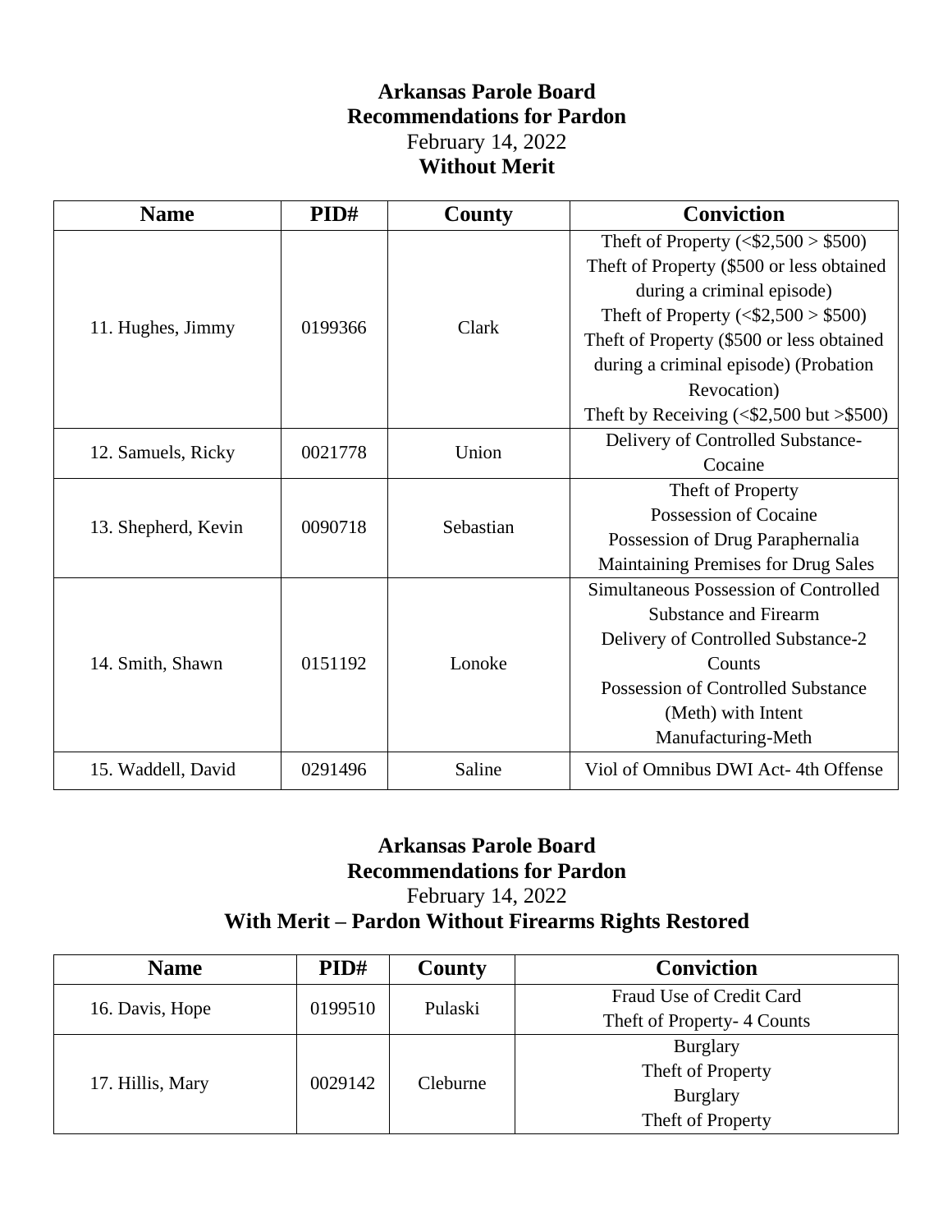**Arkansas Parole Board**
**Recommendations for Pardon**
February 14, 2022
**Without Merit**

| Name | PID# | County | Conviction |
|---|---|---|---|
| 11. Hughes, Jimmy | 0199366 | Clark | Theft of Property (<$2,500 > $500)<br>Theft of Property ($500 or less obtained during a criminal episode)<br>Theft of Property (<$2,500 > $500)<br>Theft of Property ($500 or less obtained during a criminal episode) (Probation Revocation)<br>Theft by Receiving (<$2,500 but >$500) |
| 12. Samuels, Ricky | 0021778 | Union | Delivery of Controlled Substance-Cocaine |
| 13. Shepherd, Kevin | 0090718 | Sebastian | Theft of Property<br>Possession of Cocaine<br>Possession of Drug Paraphernalia<br>Maintaining Premises for Drug Sales |
| 14. Smith, Shawn | 0151192 | Lonoke | Simultaneous Possession of Controlled Substance and Firearm<br>Delivery of Controlled Substance-2 Counts<br>Possession of Controlled Substance (Meth) with Intent<br>Manufacturing-Meth |
| 15. Waddell, David | 0291496 | Saline | Viol of Omnibus DWI Act- 4th Offense |

**Arkansas Parole Board**
**Recommendations for Pardon**
February 14, 2022
**With Merit – Pardon Without Firearms Rights Restored**

| Name | PID# | County | Conviction |
|---|---|---|---|
| 16. Davis, Hope | 0199510 | Pulaski | Fraud Use of Credit Card<br>Theft of Property- 4 Counts |
| 17. Hillis, Mary | 0029142 | Cleburne | Burglary<br>Theft of Property<br>Burglary<br>Theft of Property |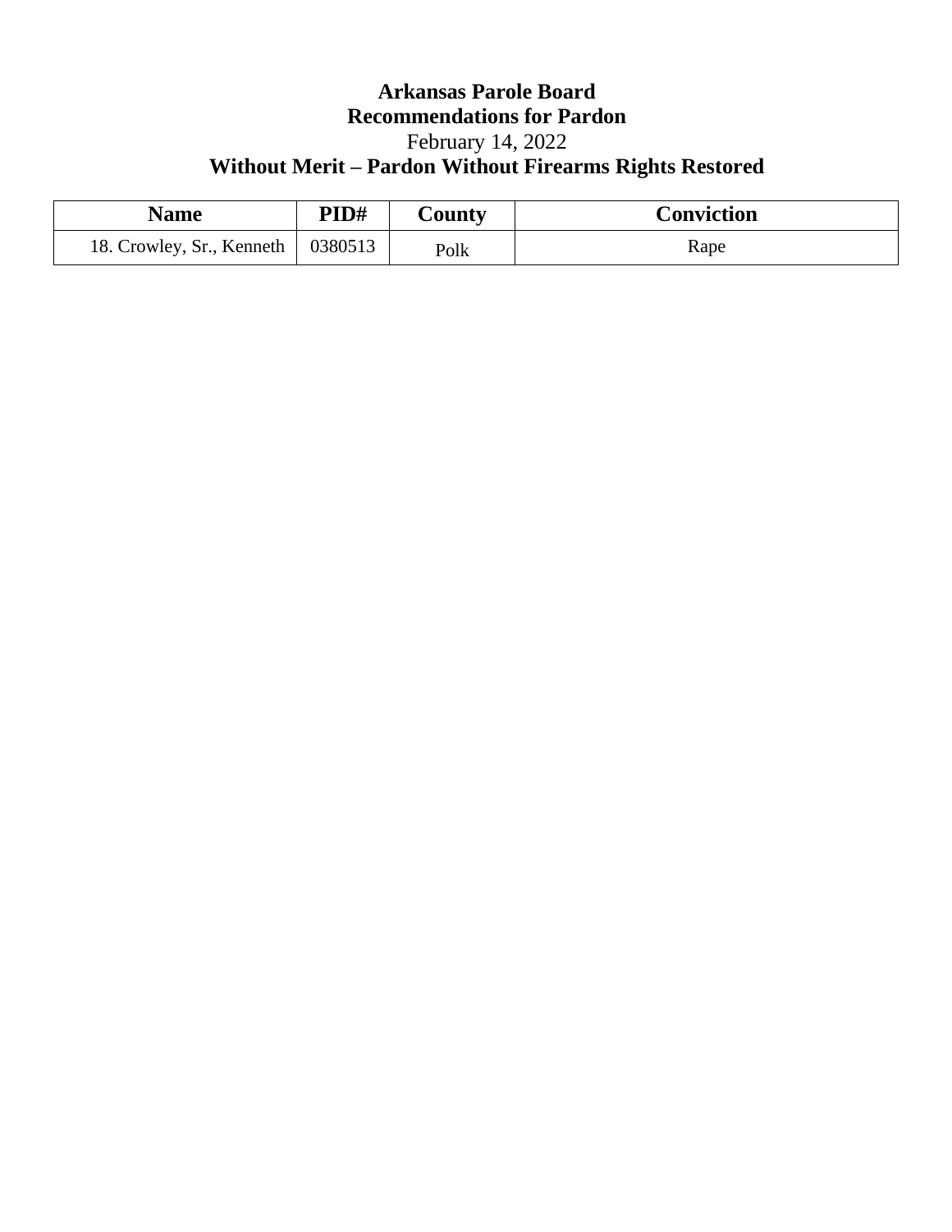# Arkansas Parole Board
## Recommendations for Pardon
February 14, 2022

## Without Merit – Pardon Without Firearms Rights Restored

| Name | PID# | County | Conviction |
|---|---|---|---|
| 18. Crowley, Sr., Kenneth | 0380513 | Polk | Rape |